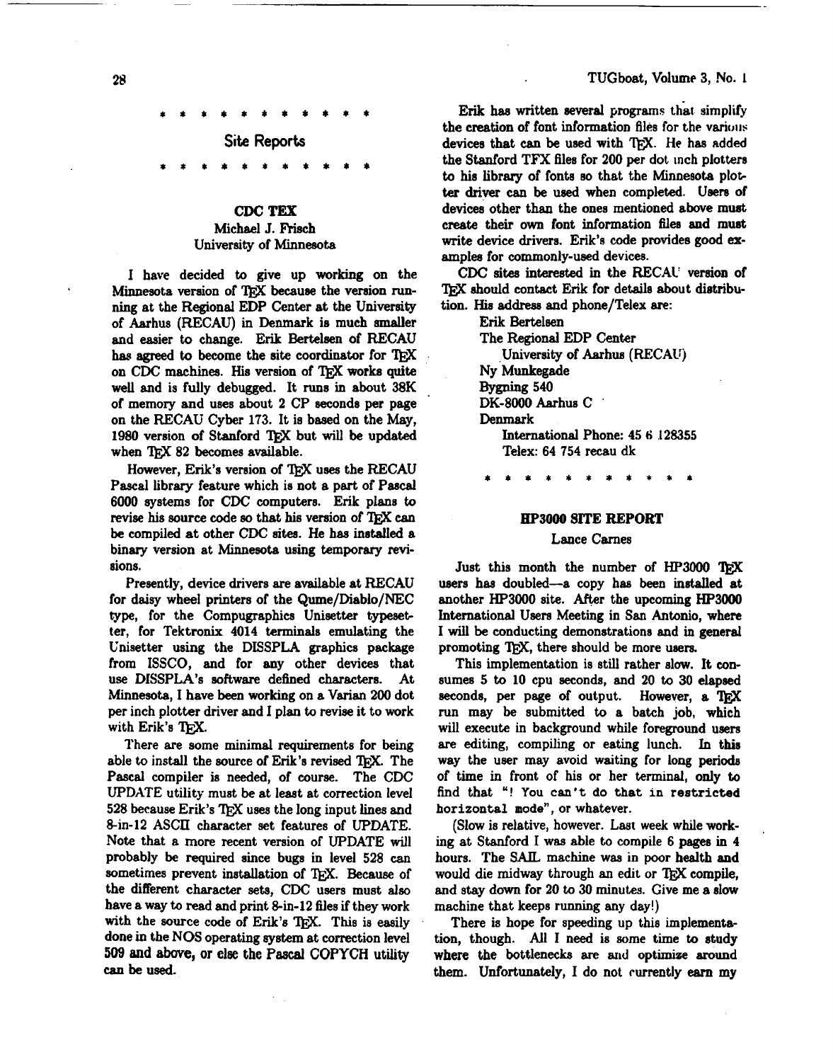\* \* \* \* \* \* \* \* \* \* \*

## Site Reports

\* \* \* \* \* \* \* \* \* \* \*

### CDC TEX

Michael J. Frisch
University of Minnesota

I have decided to give up working on the Minnesota version of TEX because the version running at the Regional EDP Center at the University of Aarhus (RECAU) in Denmark is much smaller and easier to change. Erik Bertelsen of RECAU has agreed to become the site coordinator for TEX on CDC machines. His version of TEX works quite well and is fully debugged. It runs in about 38K of memory and uses about 2 CP seconds per page on the RECAU Cyber 173. It is based on the May, 1980 version of Stanford TEX but will be updated when TEX 82 becomes available.

However, Erik's version of TEX uses the RECAU Pascal library feature which is not a part of Pascal 6000 systems for CDC computers. Erik plans to revise his source code so that his version of TEX can be compiled at other CDC sites. He has installed a binary version at Minnesota using temporary revisions.

Presently, device drivers are available at RECAU for daisy wheel printers of the Qume/Diablo/NEC type, for the Compugraphics Unisetter typesetter, for Tektronix 4014 terminals emulating the Unisetter using the DISSPLA graphics package from ISSCO, and for any other devices that use DISSPLA's software defined characters. At Minnesota, I have been working on a Varian 200 dot per inch plotter driver and I plan to revise it to work with Erik's TEX.

There are some minimal requirements for being able to install the source of Erik's revised TEX. The Pascal compiler is needed, of course. The CDC UPDATE utility must be at least at correction level 528 because Erik's TEX uses the long input lines and 8-in-12 ASCII character set features of UPDATE. Note that a more recent version of UPDATE will probably be required since bugs in level 528 can sometimes prevent installation of TEX. Because of the different character sets, CDC users must also have a way to read and print 8-in-12 files if they work with the source code of Erik's TEX. This is easily done in the NOS operating system at correction level 509 and above, or else the Pascal COPYCH utility can be used.

Erik has written several programs that simplify the creation of font information files for the various devices that can be used with TEX. He has added the Stanford TFX files for 200 per dot inch plotters to his library of fonts so that the Minnesota plotter driver can be used when completed. Users of devices other than the ones mentioned above must create their own font information files and must write device drivers. Erik's code provides good examples for commonly-used devices.

CDC sites interested in the RECAU version of TEX should contact Erik for details about distribution. His address and phone/Telex are:

Erik Bertelsen
The Regional EDP Center
University of Aarhus (RECAU)
Ny Munkegade
Bygning 540
DK-8000 Aarhus C
Denmark
International Phone: 45 6 128355
Telex: 64 754 recau dk

\* \* \* \* \* \* \* \* \* \* \*

### HP3000 SITE REPORT

Lance Carnes

Just this month the number of HP3000 TEX users has doubled—a copy has been installed at another HP3000 site. After the upcoming HP3000 International Users Meeting in San Antonio, where I will be conducting demonstrations and in general promoting TEX, there should be more users.

This implementation is still rather slow. It consumes 5 to 10 cpu seconds, and 20 to 30 elapsed seconds, per page of output. However, a TEX run may be submitted to a batch job, which will execute in background while foreground users are editing, compiling or eating lunch. In this way the user may avoid waiting for long periods of time in front of his or her terminal, only to find that "`! You can't do that in restricted horizontal mode`", or whatever.

(Slow is relative, however. Last week while working at Stanford I was able to compile 6 pages in 4 hours. The SAIL machine was in poor health and would die midway through an edit or TEX compile, and stay down for 20 to 30 minutes. Give me a slow machine that keeps running any day!)

There is hope for speeding up this implementation, though. All I need is some time to study where the bottlenecks are and optimize around them. Unfortunately, I do not currently earn my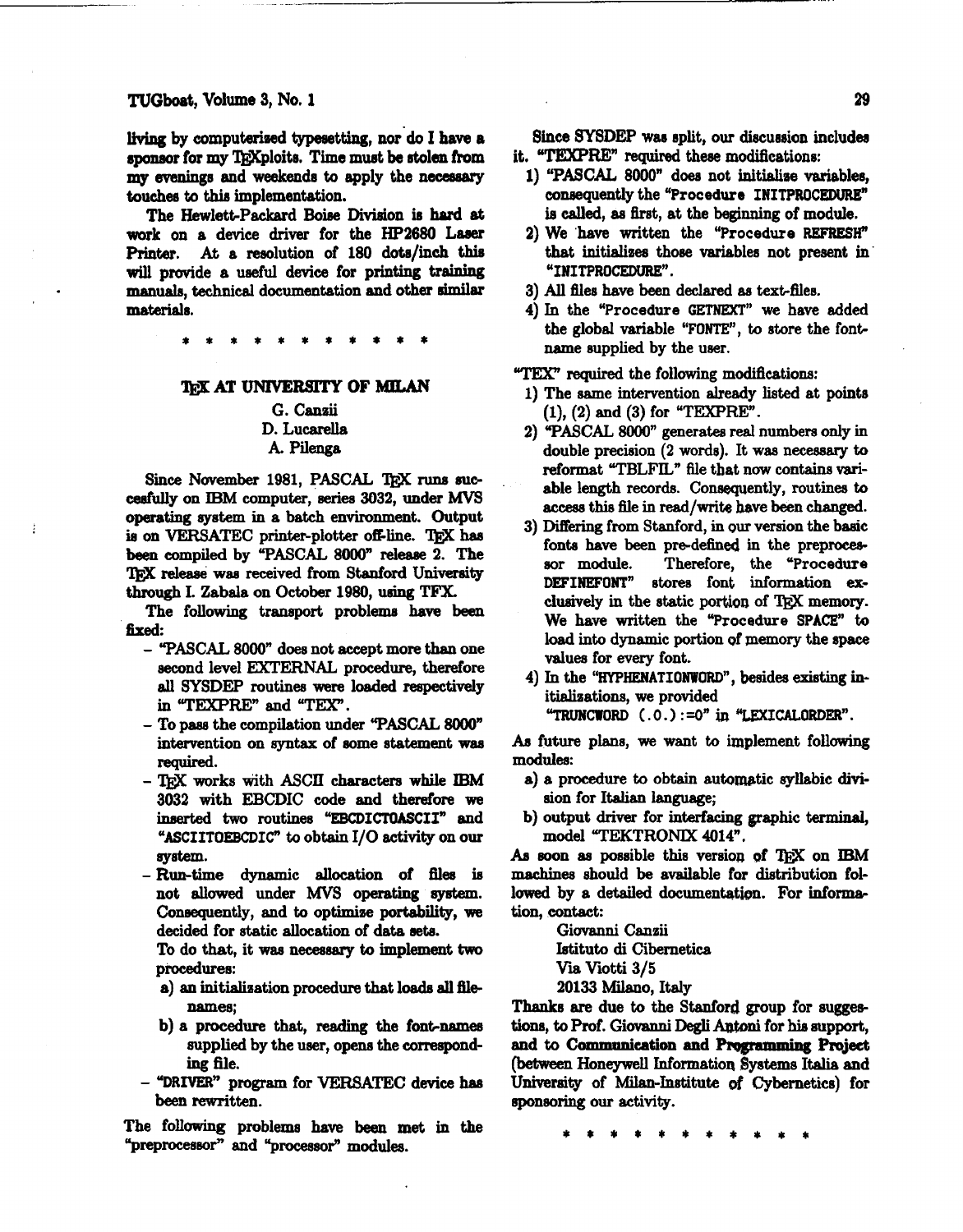living by computerised typesetting, nor do I have a sponsor for my TeXploits. Time must be stolen from my evenings and weekends to apply the necessary touches to this implementation.

The Hewlett-Packard Boise Division is hard at work on a device driver for the HP2680 Laser Printer. At a resolution of 180 dots/inch this will provide a useful device for printing training manuals, technical documentation and other similar materials.

* * * * * * * * * * *

## TeX AT UNIVERSITY OF MILAN

G. Canzii
D. Lucarella
A. Pilenga

Since November 1981, PASCAL TeX runs successfully on IBM computer, series 3032, under MVS operating system in a batch environment. Output is on VERSATEC printer-plotter off-line. TeX has been compiled by "PASCAL 8000" release 2. The TeX release was received from Stanford University through I. Zabala on October 1980, using TFX.

The following transport problems have been fixed:

- "PASCAL 8000" does not accept more than one second level EXTERNAL procedure, therefore all SYSDEP routines were loaded respectively in "TEXPRE" and "TEX".
- To pass the compilation under "PASCAL 8000" intervention on syntax of some statement was required.
- TeX works with ASCII characters while IBM 3032 with EBCDIC code and therefore we inserted two routines "EBCDICTOASCII" and "ASCIITOEBCDIC" to obtain I/O activity on our system.
- Run-time dynamic allocation of files is not allowed under MVS operating system. Consequently, and to optimize portability, we decided for static allocation of data sets.
  To do that, it was necessary to implement two procedures:
  a) an initialization procedure that loads all file-names;
  b) a procedure that, reading the font-names supplied by the user, opens the corresponding file.
- "DRIVER" program for VERSATEC device has been rewritten.

The following problems have been met in the "preprocessor" and "processor" modules.

Since SYSDEP was split, our discussion includes it. "TEXPRE" required these modifications:

1) "PASCAL 8000" does not initialise variables, consequently the "Procedure INITPROCEDURE" is called, as first, at the beginning of module.
2) We have written the "Procedure REFRESH" that initializes those variables not present in "INITPROCEDURE".
3) All files have been declared as text-files.
4) In the "Procedure GETNEXT" we have added the global variable "FONTE", to store the font-name supplied by the user.

"TEX" required the following modifications:

1) The same intervention already listed at points (1), (2) and (3) for "TEXPRE".
2) "PASCAL 8000" generates real numbers only in double precision (2 words). It was necessary to reformat "TBLFIL" file that now contains variable length records. Consequently, routines to access this file in read/write have been changed.
3) Differing from Stanford, in our version the basic fonts have been pre-defined in the preprocessor module. Therefore, the "Procedure DEFINEFONT" stores font information exclusively in the static portion of TeX memory. We have written the "Procedure SPACE" to load into dynamic portion of memory the space values for every font.
4) In the "HYPHENATIONWORD", besides existing initializations, we provided "TRUNCWORD (.0.):=0" in "LEXICALORDER".

As future plans, we want to implement following modules:

a) a procedure to obtain automatic syllabic division for Italian language;
b) output driver for interfacing graphic terminal, model "TEKTRONIX 4014".

As soon as possible this version of TeX on IBM machines should be available for distribution followed by a detailed documentation. For information, contact:

Giovanni Canzii
Istituto di Cibernetica
Via Viotti 3/5
20133 Milano, Italy

Thanks are due to the Stanford group for suggestions, to Prof. Giovanni Degli Antoni for his support, and to **Communication and Programming Project** (between Honeywell Information Systems Italia and University of Milan-Institute of Cybernetics) for sponsoring our activity.

* * * * * * * * * * *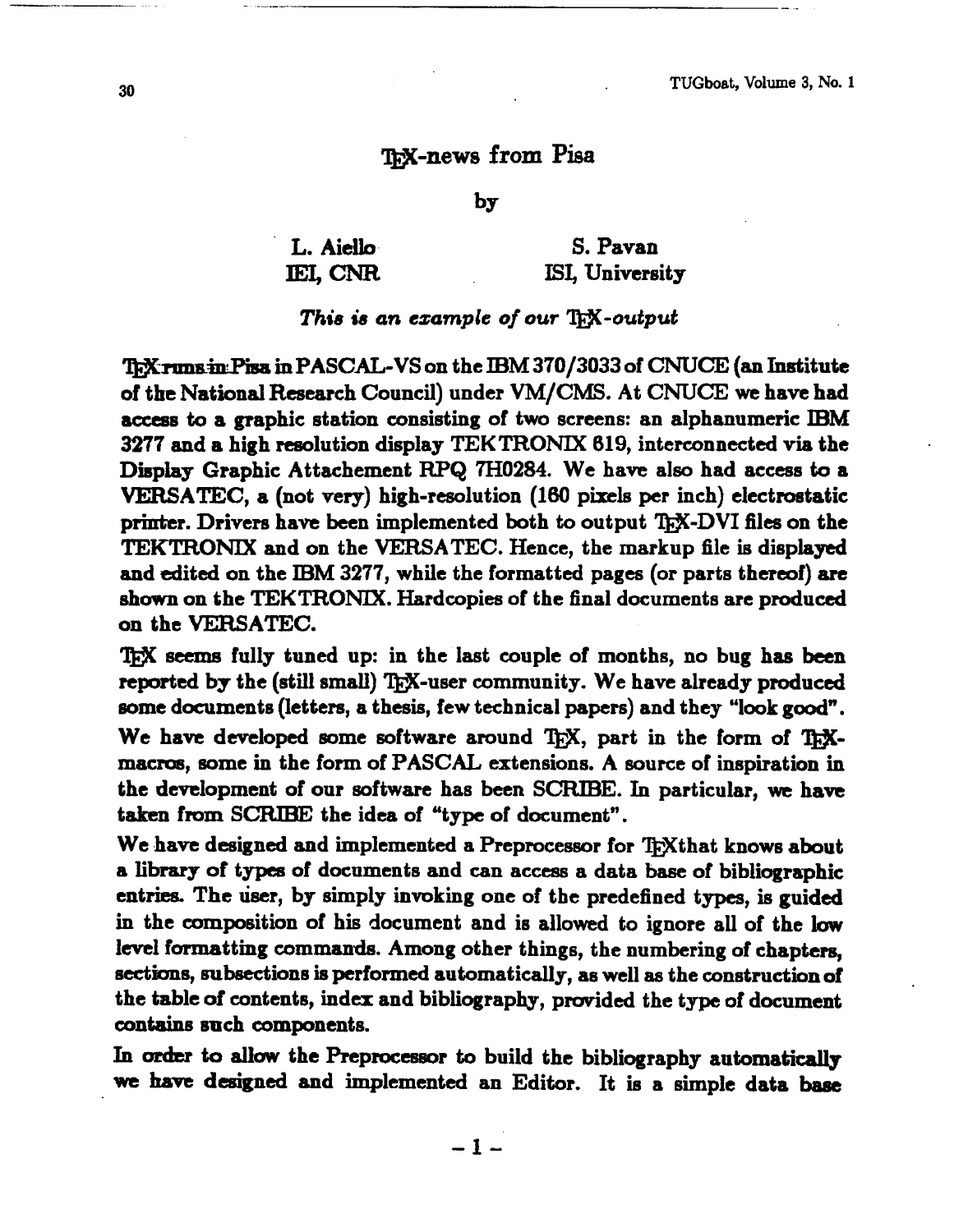# TEX-news from Pisa

by

L. Aiello — IEI, CNR

S. Pavan — ISI, University

***This is an example of our TEX-output***

**TEX runs in Pisa in PASCAL-VS on the IBM 370/3033 of CNUCE (an Institute of the National Research Council) under VM/CMS. At CNUCE we have had access to a graphic station consisting of two screens: an alphanumeric IBM 3277 and a high resolution display TEKTRONIX 619, interconnected via the Display Graphic Attachement RPQ 7H0284. We have also had access to a VERSATEC, a (not very) high-resolution (160 pixels per inch) electrostatic printer. Drivers have been implemented both to output TEX-DVI files on the TEKTRONIX and on the VERSATEC. Hence, the markup file is displayed and edited on the IBM 3277, while the formatted pages (or parts thereof) are shown on the TEKTRONIX. Hardcopies of the final documents are produced on the VERSATEC.**

**TEX seems fully tuned up: in the last couple of months, no bug has been reported by the (still small) TEX-user community. We have already produced some documents (letters, a thesis, few technical papers) and they "look good".**

**We have developed some software around TEX, part in the form of TEX-macros, some in the form of PASCAL extensions. A source of inspiration in the development of our software has been SCRIBE. In particular, we have taken from SCRIBE the idea of "type of document".**

**We have designed and implemented a Preprocessor for TEXthat knows about a library of types of documents and can access a data base of bibliographic entries. The user, by simply invoking one of the predefined types, is guided in the composition of his document and is allowed to ignore all of the low level formatting commands. Among other things, the numbering of chapters, sections, subsections is performed automatically, as well as the construction of the table of contents, index and bibliography, provided the type of document contains such components.**

**In order to allow the Preprocessor to build the bibliography automatically we have designed and implemented an Editor. It is a simple data base**

**– 1 –**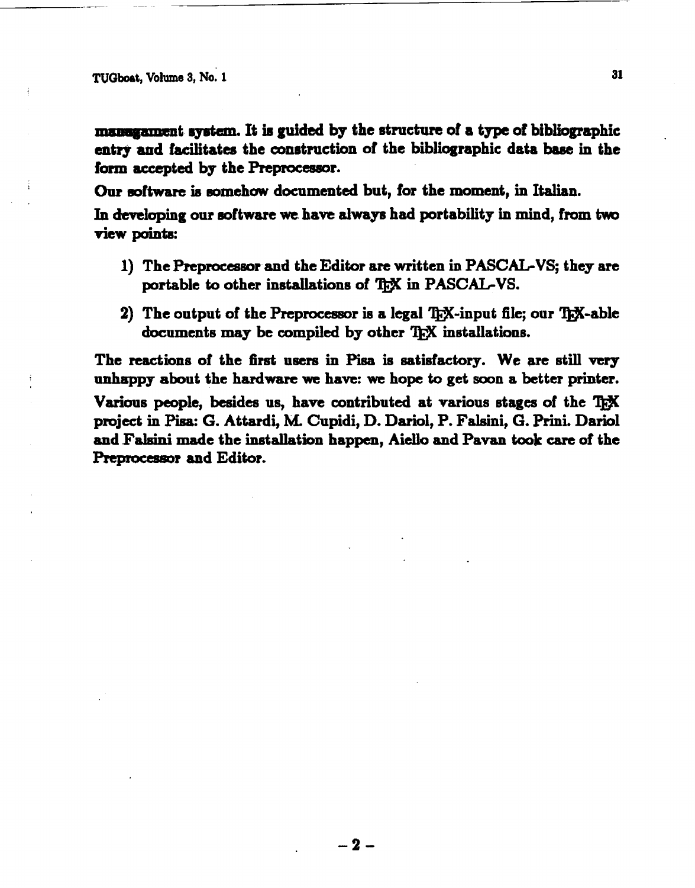management system. It is guided by the structure of a type of bibliographic entry and facilitates the construction of the bibliographic data base in the form accepted by the Preprocessor.

Our software is somehow documented but, for the moment, in Italian.

In developing our software we have always had portability in mind, from two view points:

1) The Preprocessor and the Editor are written in PASCAL-VS; they are portable to other installations of TEX in PASCAL-VS.

2) The output of the Preprocessor is a legal TEX-input file; our TEX-able documents may be compiled by other TEX installations.

The reactions of the first users in Pisa is satisfactory. We are still very unhappy about the hardware we have: we hope to get soon a better printer.

Various people, besides us, have contributed at various stages of the TEX project in Pisa: G. Attardi, M. Cupidi, D. Dariol, P. Falsini, G. Prini. Dariol and Falsini made the installation happen, Aiello and Pavan took care of the Preprocessor and Editor.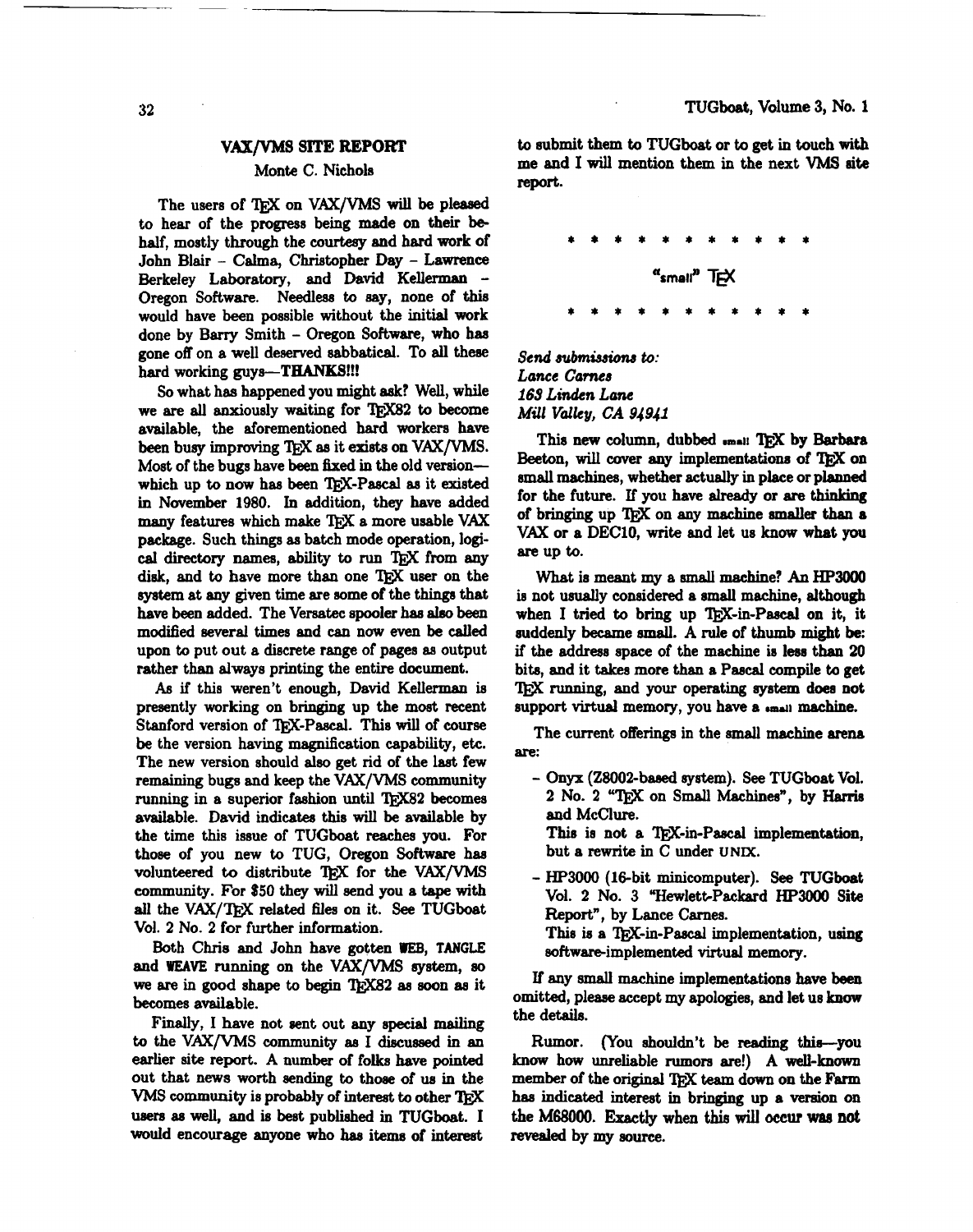## VAX/VMS SITE REPORT

Monte C. Nichols

The users of TEX on VAX/VMS will be pleased to hear of the progress being made on their behalf, mostly through the courtesy and hard work of John Blair - Calma, Christopher Day - Lawrence Berkeley Laboratory, and David Kellerman - Oregon Software. Needless to say, none of this would have been possible without the initial work done by Barry Smith - Oregon Software, who has gone off on a well deserved sabbatical. To all these hard working guys—**THANKS!!!**

So what has happened you might ask? Well, while we are all anxiously waiting for TEX82 to become available, the aforementioned hard workers have been busy improving TEX as it exists on VAX/VMS. Most of the bugs have been fixed in the old version—which up to now has been TEX-Pascal as it existed in November 1980. In addition, they have added many features which make TEX a more usable VAX package. Such things as batch mode operation, logical directory names, ability to run TEX from any disk, and to have more than one TEX user on the system at any given time are some of the things that have been added. The Versatec spooler has also been modified several times and can now even be called upon to put out a discrete range of pages as output rather than always printing the entire document.

As if this weren't enough, David Kellerman is presently working on bringing up the most recent Stanford version of TEX-Pascal. This will of course be the version having magnification capability, etc. The new version should also get rid of the last few remaining bugs and keep the VAX/VMS community running in a superior fashion until TEX82 becomes available. David indicates this will be available by the time this issue of TUGboat reaches you. For those of you new to TUG, Oregon Software has volunteered to distribute TEX for the VAX/VMS community. For $50 they will send you a tape with all the VAX/TEX related files on it. See TUGboat Vol. 2 No. 2 for further information.

Both Chris and John have gotten WEB, TANGLE and WEAVE running on the VAX/VMS system, so we are in good shape to begin TEX82 as soon as it becomes available.

Finally, I have not sent out any special mailing to the VAX/VMS community as I discussed in an earlier site report. A number of folks have pointed out that news worth sending to those of us in the VMS community is probably of interest to other TEX users as well, and is best published in TUGboat. I would encourage anyone who has items of interest to submit them to TUGboat or to get in touch with me and I will mention them in the next VMS site report.

* * * * * * * * * * * *

## "small" TEX

* * * * * * * * * * * *

*Send submissions to:*
*Lance Carnes*
*163 Linden Lane*
*Mill Valley, CA 94941*

This new column, dubbed small TEX by Barbara Beeton, will cover any implementations of TEX on small machines, whether actually in place or planned for the future. If you have already or are thinking of bringing up TEX on any machine smaller than a VAX or a DEC10, write and let us know what you are up to.

What is meant my a small machine? An HP3000 is not usually considered a small machine, although when I tried to bring up TEX-in-Pascal on it, it suddenly became small. A rule of thumb might be: if the address space of the machine is less than 20 bits, and it takes more than a Pascal compile to get TEX running, and your operating system does not support virtual memory, you have a small machine.

The current offerings in the small machine arena are:

- Onyx (Z8002-based system). See TUGboat Vol. 2 No. 2 "TEX on Small Machines", by Harris and McClure.
  This is not a TEX-in-Pascal implementation, but a rewrite in C under UNIX.
- HP3000 (16-bit minicomputer). See TUGboat Vol. 2 No. 3 "Hewlett-Packard HP3000 Site Report", by Lance Carnes.
  This is a TEX-in-Pascal implementation, using software-implemented virtual memory.

If any small machine implementations have been omitted, please accept my apologies, and let us know the details.

Rumor. (You shouldn't be reading this—you know how unreliable rumors are!) A well-known member of the original TEX team down on the Farm has indicated interest in bringing up a version on the M68000. Exactly when this will occur was not revealed by my source.